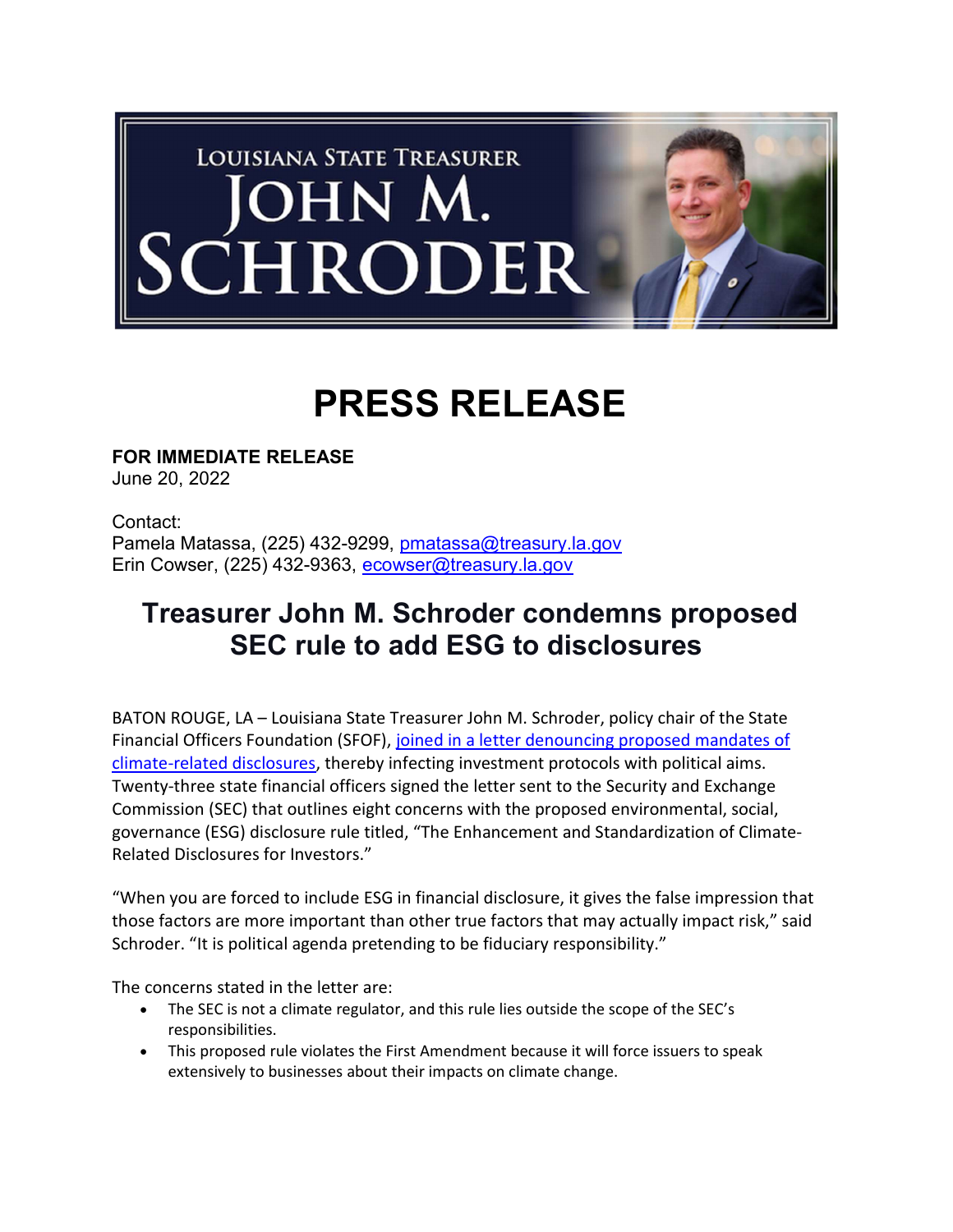LOUISIANA STATE TREASURER

JOHN M. SCHRODER

# PRESS RELEASE

**FOR IMMEDIATE RELEASE**
June 20, 2022

Contact:
Pamela Matassa, (225) 432-9299, pmatassa@treasury.la.gov
Erin Cowser, (225) 432-9363, ecowser@treasury.la.gov

## Treasurer John M. Schroder condemns proposed SEC rule to add ESG to disclosures

BATON ROUGE, LA – Louisiana State Treasurer John M. Schroder, policy chair of the State Financial Officers Foundation (SFOF), joined in a letter denouncing proposed mandates of climate-related disclosures, thereby infecting investment protocols with political aims. Twenty-three state financial officers signed the letter sent to the Security and Exchange Commission (SEC) that outlines eight concerns with the proposed environmental, social, governance (ESG) disclosure rule titled, "The Enhancement and Standardization of Climate-Related Disclosures for Investors."

"When you are forced to include ESG in financial disclosure, it gives the false impression that those factors are more important than other true factors that may actually impact risk," said Schroder. "It is political agenda pretending to be fiduciary responsibility."

The concerns stated in the letter are:

- The SEC is not a climate regulator, and this rule lies outside the scope of the SEC's responsibilities.
- This proposed rule violates the First Amendment because it will force issuers to speak extensively to businesses about their impacts on climate change.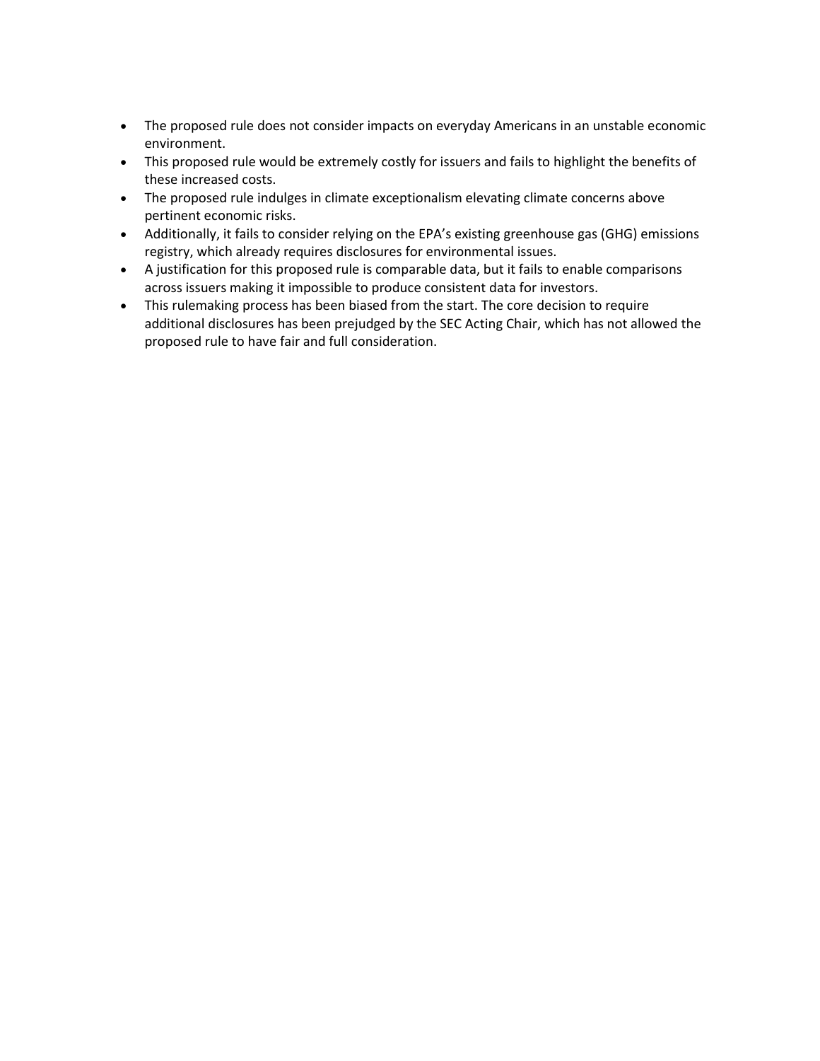- The proposed rule does not consider impacts on everyday Americans in an unstable economic environment.
- This proposed rule would be extremely costly for issuers and fails to highlight the benefits of these increased costs.
- The proposed rule indulges in climate exceptionalism elevating climate concerns above pertinent economic risks.
- Additionally, it fails to consider relying on the EPA's existing greenhouse gas (GHG) emissions registry, which already requires disclosures for environmental issues.
- A justification for this proposed rule is comparable data, but it fails to enable comparisons across issuers making it impossible to produce consistent data for investors.
- This rulemaking process has been biased from the start. The core decision to require additional disclosures has been prejudged by the SEC Acting Chair, which has not allowed the proposed rule to have fair and full consideration.